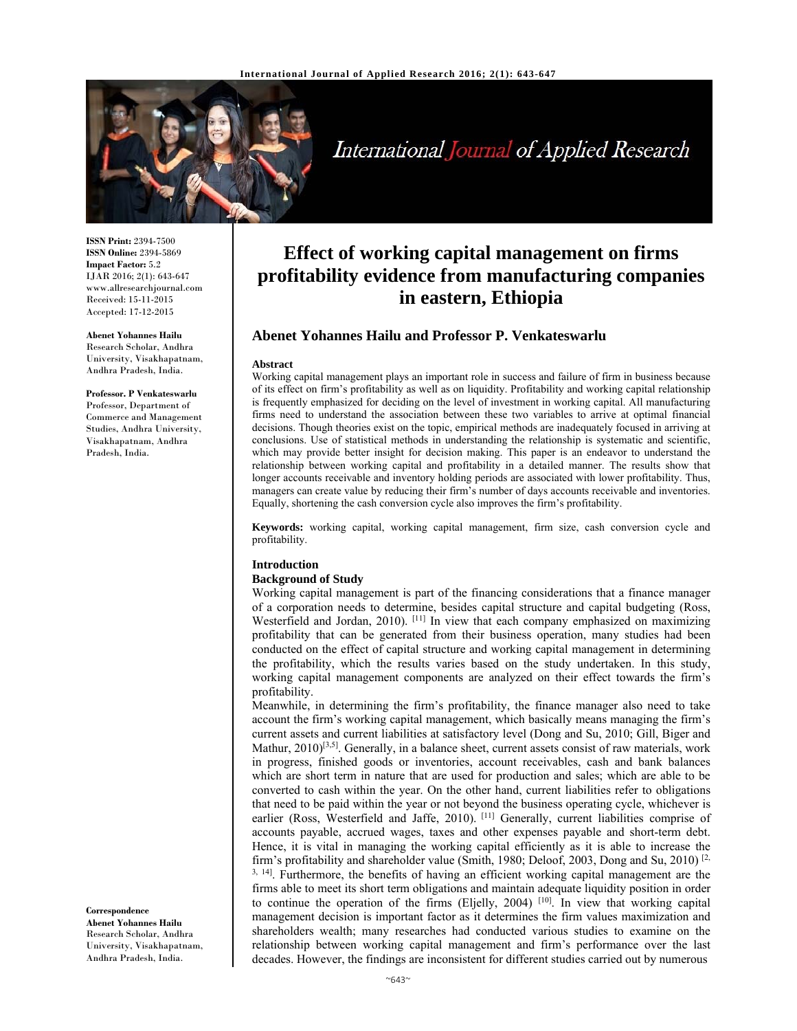**ISSN Print:** 2394-7500
**ISSN Online:** 2394-5869
**Impact Factor:** 5.2
IJAR 2016; 2(1): 643-647
www.allresearchjournal.com
Received: 15-11-2015
Accepted: 17-12-2015

**Abenet Yohannes Hailu**
Research Scholar, Andhra University, Visakhapatnam, Andhra Pradesh, India.

**Professor. P Venkateswarlu**
Professor, Department of Commerce and Management Studies, Andhra University, Visakhapatnam, Andhra Pradesh, India.

**Correspondence**
**Abenet Yohannes Hailu**
Research Scholar, Andhra University, Visakhapatnam, Andhra Pradesh, India.

# Effect of working capital management on firms profitability evidence from manufacturing companies in eastern, Ethiopia

## Abenet Yohannes Hailu and Professor P. Venkateswarlu

### Abstract

Working capital management plays an important role in success and failure of firm in business because of its effect on firm's profitability as well as on liquidity. Profitability and working capital relationship is frequently emphasized for deciding on the level of investment in working capital. All manufacturing firms need to understand the association between these two variables to arrive at optimal financial decisions. Though theories exist on the topic, empirical methods are inadequately focused in arriving at conclusions. Use of statistical methods in understanding the relationship is systematic and scientific, which may provide better insight for decision making. This paper is an endeavor to understand the relationship between working capital and profitability in a detailed manner. The results show that longer accounts receivable and inventory holding periods are associated with lower profitability. Thus, managers can create value by reducing their firm's number of days accounts receivable and inventories. Equally, shortening the cash conversion cycle also improves the firm's profitability.

**Keywords:** working capital, working capital management, firm size, cash conversion cycle and profitability.

## Introduction

### Background of Study

Working capital management is part of the financing considerations that a finance manager of a corporation needs to determine, besides capital structure and capital budgeting (Ross, Westerfield and Jordan, 2010). [11] In view that each company emphasized on maximizing profitability that can be generated from their business operation, many studies had been conducted on the effect of capital structure and working capital management in determining the profitability, which the results varies based on the study undertaken. In this study, working capital management components are analyzed on their effect towards the firm's profitability.

Meanwhile, in determining the firm's profitability, the finance manager also need to take account the firm's working capital management, which basically means managing the firm's current assets and current liabilities at satisfactory level (Dong and Su, 2010; Gill, Biger and Mathur, 2010)[3,5]. Generally, in a balance sheet, current assets consist of raw materials, work in progress, finished goods or inventories, account receivables, cash and bank balances which are short term in nature that are used for production and sales; which are able to be converted to cash within the year. On the other hand, current liabilities refer to obligations that need to be paid within the year or not beyond the business operating cycle, whichever is earlier (Ross, Westerfield and Jaffe, 2010). [11] Generally, current liabilities comprise of accounts payable, accrued wages, taxes and other expenses payable and short-term debt. Hence, it is vital in managing the working capital efficiently as it is able to increase the firm's profitability and shareholder value (Smith, 1980; Deloof, 2003, Dong and Su, 2010) [2, 3, 14]. Furthermore, the benefits of having an efficient working capital management are the firms able to meet its short term obligations and maintain adequate liquidity position in order to continue the operation of the firms (Eljelly, 2004) [10]. In view that working capital management decision is important factor as it determines the firm values maximization and shareholders wealth; many researches had conducted various studies to examine on the relationship between working capital management and firm's performance over the last decades. However, the findings are inconsistent for different studies carried out by numerous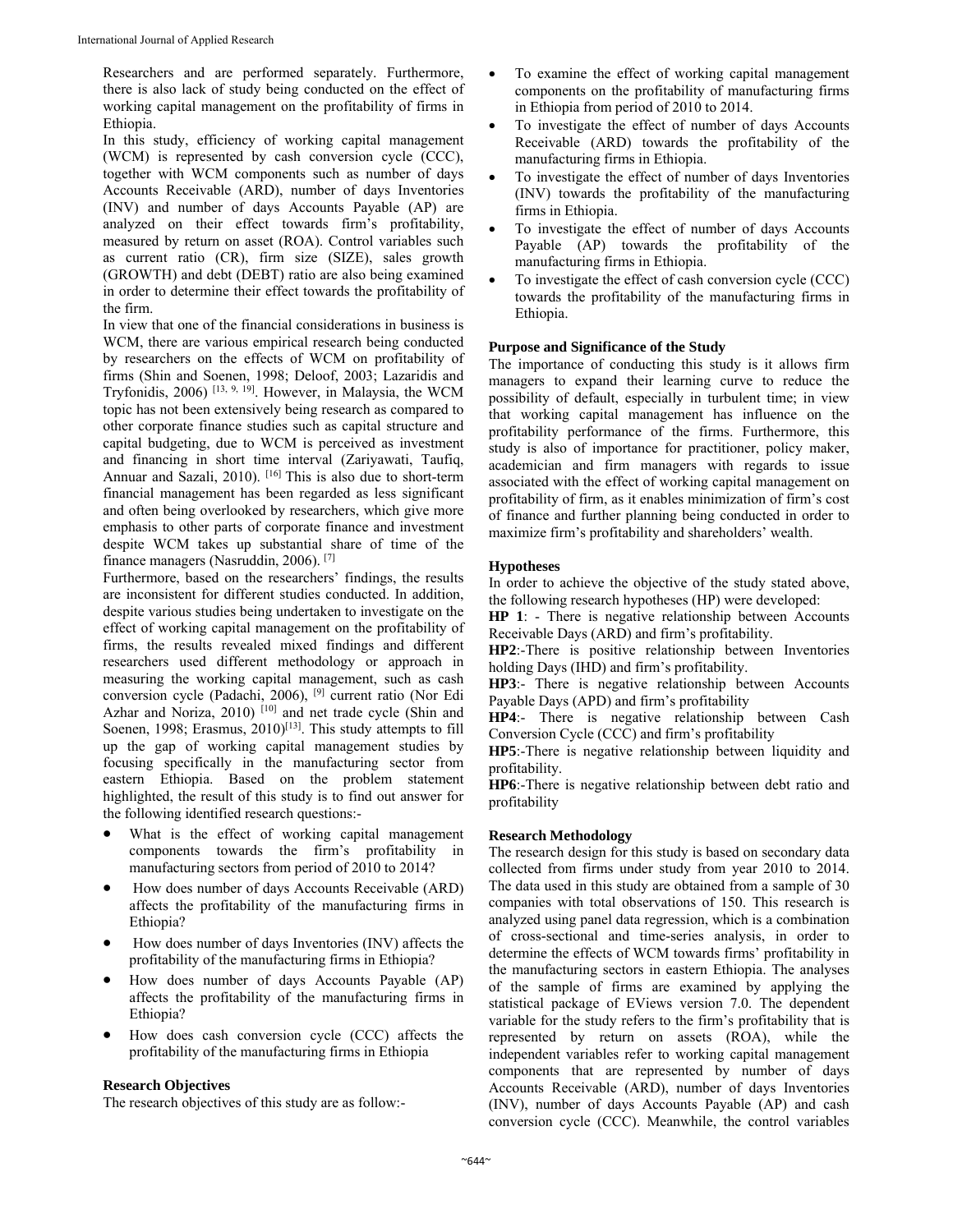Researchers and are performed separately. Furthermore, there is also lack of study being conducted on the effect of working capital management on the profitability of firms in Ethiopia.

In this study, efficiency of working capital management (WCM) is represented by cash conversion cycle (CCC), together with WCM components such as number of days Accounts Receivable (ARD), number of days Inventories (INV) and number of days Accounts Payable (AP) are analyzed on their effect towards firm's profitability, measured by return on asset (ROA). Control variables such as current ratio (CR), firm size (SIZE), sales growth (GROWTH) and debt (DEBT) ratio are also being examined in order to determine their effect towards the profitability of the firm.

In view that one of the financial considerations in business is WCM, there are various empirical research being conducted by researchers on the effects of WCM on profitability of firms (Shin and Soenen, 1998; Deloof, 2003; Lazaridis and Tryfonidis, 2006) [13, 9, 19]. However, in Malaysia, the WCM topic has not been extensively being research as compared to other corporate finance studies such as capital structure and capital budgeting, due to WCM is perceived as investment and financing in short time interval (Zariyawati, Taufiq, Annuar and Sazali, 2010). [16] This is also due to short-term financial management has been regarded as less significant and often being overlooked by researchers, which give more emphasis to other parts of corporate finance and investment despite WCM takes up substantial share of time of the finance managers (Nasruddin, 2006). [7]

Furthermore, based on the researchers' findings, the results are inconsistent for different studies conducted. In addition, despite various studies being undertaken to investigate on the effect of working capital management on the profitability of firms, the results revealed mixed findings and different researchers used different methodology or approach in measuring the working capital management, such as cash conversion cycle (Padachi, 2006), [9] current ratio (Nor Edi Azhar and Noriza, 2010) [10] and net trade cycle (Shin and Soenen, 1998; Erasmus, 2010)[13]. This study attempts to fill up the gap of working capital management studies by focusing specifically in the manufacturing sector from eastern Ethiopia. Based on the problem statement highlighted, the result of this study is to find out answer for the following identified research questions:-

- What is the effect of working capital management components towards the firm's profitability in manufacturing sectors from period of 2010 to 2014?
- How does number of days Accounts Receivable (ARD) affects the profitability of the manufacturing firms in Ethiopia?
- How does number of days Inventories (INV) affects the profitability of the manufacturing firms in Ethiopia?
- How does number of days Accounts Payable (AP) affects the profitability of the manufacturing firms in Ethiopia?
- How does cash conversion cycle (CCC) affects the profitability of the manufacturing firms in Ethiopia

**Research Objectives**

The research objectives of this study are as follow:-

- To examine the effect of working capital management components on the profitability of manufacturing firms in Ethiopia from period of 2010 to 2014.
- To investigate the effect of number of days Accounts Receivable (ARD) towards the profitability of the manufacturing firms in Ethiopia.
- To investigate the effect of number of days Inventories (INV) towards the profitability of the manufacturing firms in Ethiopia.
- To investigate the effect of number of days Accounts Payable (AP) towards the profitability of the manufacturing firms in Ethiopia.
- To investigate the effect of cash conversion cycle (CCC) towards the profitability of the manufacturing firms in Ethiopia.

**Purpose and Significance of the Study**

The importance of conducting this study is it allows firm managers to expand their learning curve to reduce the possibility of default, especially in turbulent time; in view that working capital management has influence on the profitability performance of the firms. Furthermore, this study is also of importance for practitioner, policy maker, academician and firm managers with regards to issue associated with the effect of working capital management on profitability of firm, as it enables minimization of firm's cost of finance and further planning being conducted in order to maximize firm's profitability and shareholders' wealth.

**Hypotheses**

In order to achieve the objective of the study stated above, the following research hypotheses (HP) were developed:

**HP 1**: - There is negative relationship between Accounts Receivable Days (ARD) and firm's profitability.

**HP2**:-There is positive relationship between Inventories holding Days (IHD) and firm's profitability.

**HP3**:- There is negative relationship between Accounts Payable Days (APD) and firm's profitability

**HP4**:- There is negative relationship between Cash Conversion Cycle (CCC) and firm's profitability

**HP5**:-There is negative relationship between liquidity and profitability.

**HP6**:-There is negative relationship between debt ratio and profitability

**Research Methodology**

The research design for this study is based on secondary data collected from firms under study from year 2010 to 2014. The data used in this study are obtained from a sample of 30 companies with total observations of 150. This research is analyzed using panel data regression, which is a combination of cross-sectional and time-series analysis, in order to determine the effects of WCM towards firms' profitability in the manufacturing sectors in eastern Ethiopia. The analyses of the sample of firms are examined by applying the statistical package of EViews version 7.0. The dependent variable for the study refers to the firm's profitability that is represented by return on assets (ROA), while the independent variables refer to working capital management components that are represented by number of days Accounts Receivable (ARD), number of days Inventories (INV), number of days Accounts Payable (AP) and cash conversion cycle (CCC). Meanwhile, the control variables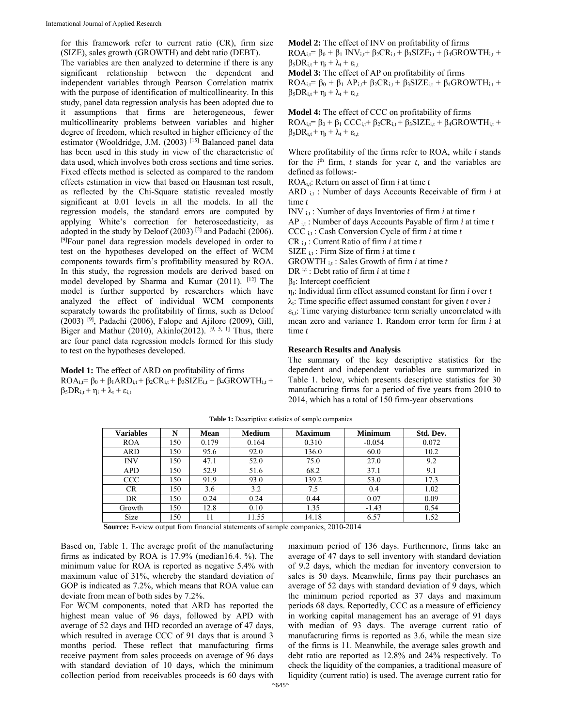for this framework refer to current ratio (CR), firm size (SIZE), sales growth (GROWTH) and debt ratio (DEBT).

The variables are then analyzed to determine if there is any significant relationship between the dependent and independent variables through Pearson Correlation matrix with the purpose of identification of multicollinearity. In this study, panel data regression analysis has been adopted due to it assumptions that firms are heterogeneous, fewer multicollinearity problems between variables and higher degree of freedom, which resulted in higher efficiency of the estimator (Wooldridge, J.M. (2003) [15] Balanced panel data has been used in this study in view of the characteristic of data used, which involves both cross sections and time series. Fixed effects method is selected as compared to the random effects estimation in view that based on Hausman test result, as reflected by the Chi-Square statistic revealed mostly significant at 0.01 levels in all the models. In all the regression models, the standard errors are computed by applying White's correction for heteroscedasticity, as adopted in the study by Deloof (2003) [2] and Padachi (2006). [9]Four panel data regression models developed in order to test on the hypotheses developed on the effect of WCM components towards firm's profitability measured by ROA. In this study, the regression models are derived based on model developed by Sharma and Kumar (2011). [12] The model is further supported by researchers which have analyzed the effect of individual WCM components separately towards the profitability of firms, such as Deloof (2003) [9], Padachi (2006), Falope and Ajilore (2009), Gill, Biger and Mathur (2010), Akinlo(2012). [9, 5, 1] Thus, there are four panel data regression models formed for this study to test on the hypotheses developed.

**Model 1:** The effect of ARD on profitability of firms
$ROA_{i,t} = \beta_0 + \beta_1 ARD_{i,t} + \beta_2 CR_{i,t} + \beta_3 SIZE_{i,t} + \beta_4 GROWTH_{i,t} + \beta_5 DR_{i,t} + \eta_i + \lambda_t + \varepsilon_{i,t}$

**Model 2:** The effect of INV on profitability of firms
$ROA_{i,t} = \beta_0 + \beta_1 INV_{i,t} + \beta_2 CR_{i,t} + \beta_3 SIZE_{i,t} + \beta_4 GROWTH_{i,t} + \beta_5 DR_{i,t} + \eta_i + \lambda_t + \varepsilon_{i,t}$

**Model 3:** The effect of AP on profitability of firms
$ROA_{i,t} = \beta_0 + \beta_1 AP_{i,t} + \beta_2 CR_{i,t} + \beta_3 SIZE_{i,t} + \beta_4 GROWTH_{i,t} + \beta_5 DR_{i,t} + \eta_i + \lambda_t + \varepsilon_{i,t}$

**Model 4:** The effect of CCC on profitability of firms
$ROA_{i,t} = \beta_0 + \beta_1 CCC_{i,t} + \beta_2 CR_{i,t} + \beta_3 SIZE_{i,t} + \beta_4 GROWTH_{i,t} + \beta_5 DR_{i,t} + \eta_i + \lambda_t + \varepsilon_{i,t}$

Where profitability of the firms refer to ROA, while *i* stands for the $i^{th}$ firm, *t* stands for year *t*, and the variables are defined as follows:-

$ROA_{i,t}$: Return on asset of firm *i* at time *t*
$ARD_{i,t}$ : Number of days Accounts Receivable of firm *i* at time *t*
$INV_{i,t}$ : Number of days Inventories of firm *i* at time *t*
$AP_{i,t}$ : Number of days Accounts Payable of firm *i* at time *t*
$CCC_{i,t}$ : Cash Conversion Cycle of firm *i* at time *t*
$CR_{i,t}$ : Current Ratio of firm *i* at time *t*
$SIZE_{i,t}$ : Firm Size of firm *i* at time *t*
$GROWTH_{i,t}$ : Sales Growth of firm *i* at time *t*
$DR^{i,t}$ : Debt ratio of firm *i* at time *t*
$\beta_0$: Intercept coefficient
$\eta_i$: Individual firm effect assumed constant for firm *i* over *t*
$\lambda_t$: Time specific effect assumed constant for given *t* over *i*
$\varepsilon_{i,t}$: Time varying disturbance term serially uncorrelated with mean zero and variance 1. Random error term for firm *i* at time *t*

### Research Results and Analysis

The summary of the key descriptive statistics for the dependent and independent variables are summarized in Table 1. below, which presents descriptive statistics for 30 manufacturing firms for a period of five years from 2010 to 2014, which has a total of 150 firm-year observations

**Table 1:** Descriptive statistics of sample companies

| Variables | N | Mean | Medium | Maximum | Minimum | Std. Dev. |
|---|---|---|---|---|---|---|
| ROA | 150 | 0.179 | 0.164 | 0.310 | -0.054 | 0.072 |
| ARD | 150 | 95.6 | 92.0 | 136.0 | 60.0 | 10.2 |
| INV | 150 | 47.1 | 52.0 | 75.0 | 27.0 | 9.2 |
| APD | 150 | 52.9 | 51.6 | 68.2 | 37.1 | 9.1 |
| CCC | 150 | 91.9 | 93.0 | 139.2 | 53.0 | 17.3 |
| CR | 150 | 3.6 | 3.2 | 7.5 | 0.4 | 1.02 |
| DR | 150 | 0.24 | 0.24 | 0.44 | 0.07 | 0.09 |
| Growth | 150 | 12.8 | 0.10 | 1.35 | -1.43 | 0.54 |
| Size | 150 | 11 | 11.55 | 14.18 | 6.57 | 1.52 |

**Source:** E-view output from financial statements of sample companies, 2010-2014

Based on, Table 1. The average profit of the manufacturing firms as indicated by ROA is 17.9% (median16.4. %). The minimum value for ROA is reported as negative 5.4% with maximum value of 31%, whereby the standard deviation of GOP is indicated as 7.2%, which means that ROA value can deviate from mean of both sides by 7.2%.

For WCM components, noted that ARD has reported the highest mean value of 96 days, followed by APD with average of 52 days and IHD recorded an average of 47 days, which resulted in average CCC of 91 days that is around 3 months period. These reflect that manufacturing firms receive payment from sales proceeds on average of 96 days with standard deviation of 10 days, which the minimum collection period from receivables proceeds is 60 days with maximum period of 136 days. Furthermore, firms take an average of 47 days to sell inventory with standard deviation of 9.2 days, which the median for inventory conversion to sales is 50 days. Meanwhile, firms pay their purchases an average of 52 days with standard deviation of 9 days, which the minimum period reported as 37 days and maximum periods 68 days. Reportedly, CCC as a measure of efficiency in working capital management has an average of 91 days with median of 93 days. The average current ratio of manufacturing firms is reported as 3.6, while the mean size of the firms is 11. Meanwhile, the average sales growth and debt ratio are reported as 12.8% and 24% respectively. To check the liquidity of the companies, a traditional measure of liquidity (current ratio) is used. The average current ratio for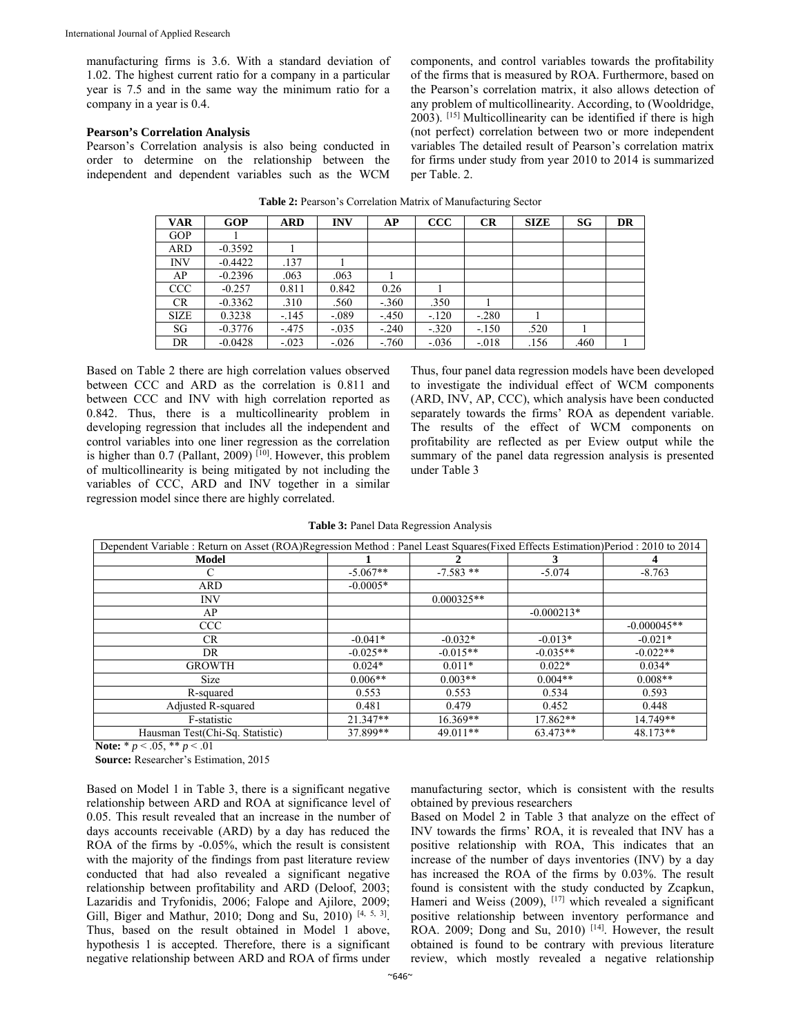manufacturing firms is 3.6. With a standard deviation of 1.02. The highest current ratio for a company in a particular year is 7.5 and in the same way the minimum ratio for a company in a year is 0.4.

**Pearson's Correlation Analysis**

Pearson's Correlation analysis is also being conducted in order to determine on the relationship between the independent and dependent variables such as the WCM components, and control variables towards the profitability of the firms that is measured by ROA. Furthermore, based on the Pearson's correlation matrix, it also allows detection of any problem of multicollinearity. According, to (Wooldridge, 2003). [15] Multicollinearity can be identified if there is high (not perfect) correlation between two or more independent variables The detailed result of Pearson's correlation matrix for firms under study from year 2010 to 2014 is summarized per Table. 2.

**Table 2:** Pearson's Correlation Matrix of Manufacturing Sector

| VAR | GOP | ARD | INV | AP | CCC | CR | SIZE | SG | DR |
|---|---|---|---|---|---|---|---|---|---|
| GOP | 1 | | | | | | | | |
| ARD | -0.3592 | 1 | | | | | | | |
| INV | -0.4422 | .137 | 1 | | | | | | |
| AP | -0.2396 | .063 | .063 | 1 | | | | | |
| CCC | -0.257 | 0.811 | 0.842 | 0.26 | 1 | | | | |
| CR | -0.3362 | .310 | .560 | -.360 | .350 | 1 | | | |
| SIZE | 0.3238 | -.145 | -.089 | -.450 | -.120 | -.280 | 1 | | |
| SG | -0.3776 | -.475 | -.035 | -.240 | -.320 | -.150 | .520 | 1 | |
| DR | -0.0428 | -.023 | -.026 | -.760 | -.036 | -.018 | .156 | .460 | 1 |

Based on Table 2 there are high correlation values observed between CCC and ARD as the correlation is 0.811 and between CCC and INV with high correlation reported as 0.842. Thus, there is a multicollinearity problem in developing regression that includes all the independent and control variables into one liner regression as the correlation is higher than 0.7 (Pallant, 2009) [10]. However, this problem of multicollinearity is being mitigated by not including the variables of CCC, ARD and INV together in a similar regression model since there are highly correlated.

Thus, four panel data regression models have been developed to investigate the individual effect of WCM components (ARD, INV, AP, CCC), which analysis have been conducted separately towards the firms' ROA as dependent variable. The results of the effect of WCM components on profitability are reflected as per Eview output while the summary of the panel data regression analysis is presented under Table 3

**Table 3:** Panel Data Regression Analysis

| Dependent Variable : Return on Asset (ROA)Regression Method : Panel Least Squares(Fixed Effects Estimation)Period : 2010 to 2014 | | | | |
|---|---|---|---|---|
| **Model** | **1** | **2** | **3** | **4** |
| C | -5.067** | -7.583 ** | -5.074 | -8.763 |
| ARD | -0.0005* | | | |
| INV | | 0.000325** | | |
| AP | | | -0.000213* | |
| CCC | | | | -0.000045** |
| CR | -0.041* | -0.032* | -0.013* | -0.021* |
| DR | -0.025** | -0.015** | -0.035** | -0.022** |
| GROWTH | 0.024* | 0.011* | 0.022* | 0.034* |
| Size | 0.006** | 0.003** | 0.004** | 0.008** |
| R-squared | 0.553 | 0.553 | 0.534 | 0.593 |
| Adjusted R-squared | 0.481 | 0.479 | 0.452 | 0.448 |
| F-statistic | 21.347** | 16.369** | 17.862** | 14.749** |
| Hausman Test(Chi-Sq. Statistic) | 37.899** | 49.011** | 63.473** | 48.173** |

**Note:** * $p < .05$, ** $p < .01$

**Source:** Researcher's Estimation, 2015

Based on Model 1 in Table 3, there is a significant negative relationship between ARD and ROA at significance level of 0.05. This result revealed that an increase in the number of days accounts receivable (ARD) by a day has reduced the ROA of the firms by -0.05%, which the result is consistent with the majority of the findings from past literature review conducted that had also revealed a significant negative relationship between profitability and ARD (Deloof, 2003; Lazaridis and Tryfonidis, 2006; Falope and Ajilore, 2009; Gill, Biger and Mathur, 2010; Dong and Su, 2010) [4, 5, 3]. Thus, based on the result obtained in Model 1 above, hypothesis 1 is accepted. Therefore, there is a significant negative relationship between ARD and ROA of firms under manufacturing sector, which is consistent with the results obtained by previous researchers

Based on Model 2 in Table 3 that analyze on the effect of INV towards the firms' ROA, it is revealed that INV has a positive relationship with ROA, This indicates that an increase of the number of days inventories (INV) by a day has increased the ROA of the firms by 0.03%. The result found is consistent with the study conducted by Zcapkun, Hameri and Weiss (2009), [17] which revealed a significant positive relationship between inventory performance and ROA. 2009; Dong and Su, 2010) [14]. However, the result obtained is found to be contrary with previous literature review, which mostly revealed a negative relationship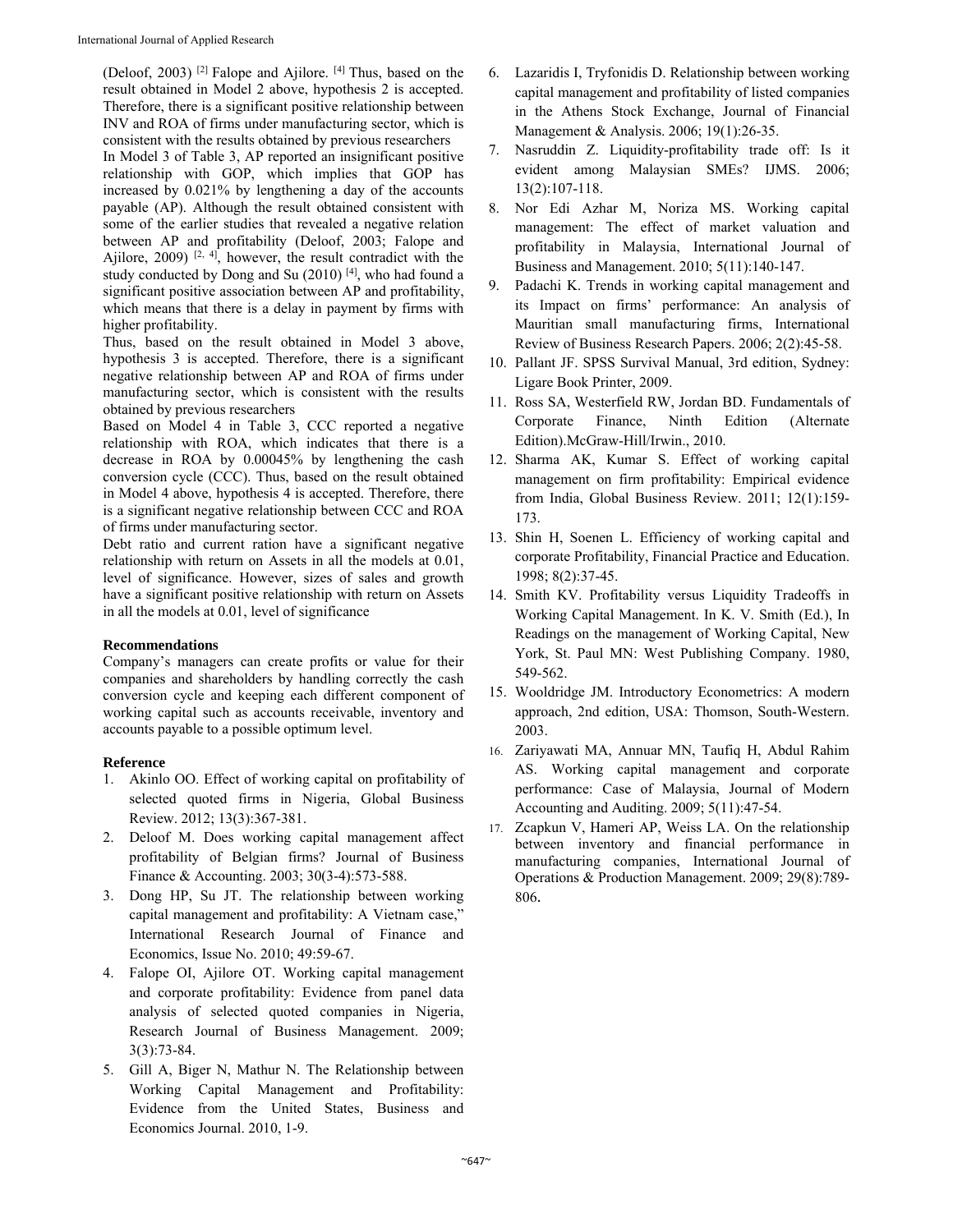(Deloof, 2003) [2] Falope and Ajilore. [4] Thus, based on the result obtained in Model 2 above, hypothesis 2 is accepted. Therefore, there is a significant positive relationship between INV and ROA of firms under manufacturing sector, which is consistent with the results obtained by previous researchers

In Model 3 of Table 3, AP reported an insignificant positive relationship with GOP, which implies that GOP has increased by 0.021% by lengthening a day of the accounts payable (AP). Although the result obtained consistent with some of the earlier studies that revealed a negative relation between AP and profitability (Deloof, 2003; Falope and Ajilore, 2009) [2, 4], however, the result contradict with the study conducted by Dong and Su (2010) [4], who had found a significant positive association between AP and profitability, which means that there is a delay in payment by firms with higher profitability.

Thus, based on the result obtained in Model 3 above, hypothesis 3 is accepted. Therefore, there is a significant negative relationship between AP and ROA of firms under manufacturing sector, which is consistent with the results obtained by previous researchers

Based on Model 4 in Table 3, CCC reported a negative relationship with ROA, which indicates that there is a decrease in ROA by 0.00045% by lengthening the cash conversion cycle (CCC). Thus, based on the result obtained in Model 4 above, hypothesis 4 is accepted. Therefore, there is a significant negative relationship between CCC and ROA of firms under manufacturing sector.

Debt ratio and current ration have a significant negative relationship with return on Assets in all the models at 0.01, level of significance. However, sizes of sales and growth have a significant positive relationship with return on Assets in all the models at 0.01, level of significance

## Recommendations

Company's managers can create profits or value for their companies and shareholders by handling correctly the cash conversion cycle and keeping each different component of working capital such as accounts receivable, inventory and accounts payable to a possible optimum level.

## Reference

1. Akinlo OO. Effect of working capital on profitability of selected quoted firms in Nigeria, Global Business Review. 2012; 13(3):367-381.
2. Deloof M. Does working capital management affect profitability of Belgian firms? Journal of Business Finance & Accounting. 2003; 30(3-4):573-588.
3. Dong HP, Su JT. The relationship between working capital management and profitability: A Vietnam case," International Research Journal of Finance and Economics, Issue No. 2010; 49:59-67.
4. Falope OI, Ajilore OT. Working capital management and corporate profitability: Evidence from panel data analysis of selected quoted companies in Nigeria, Research Journal of Business Management. 2009; 3(3):73-84.
5. Gill A, Biger N, Mathur N. The Relationship between Working Capital Management and Profitability: Evidence from the United States, Business and Economics Journal. 2010, 1-9.
6. Lazaridis I, Tryfonidis D. Relationship between working capital management and profitability of listed companies in the Athens Stock Exchange, Journal of Financial Management & Analysis. 2006; 19(1):26-35.
7. Nasruddin Z. Liquidity-profitability trade off: Is it evident among Malaysian SMEs? IJMS. 2006; 13(2):107-118.
8. Nor Edi Azhar M, Noriza MS. Working capital management: The effect of market valuation and profitability in Malaysia, International Journal of Business and Management. 2010; 5(11):140-147.
9. Padachi K. Trends in working capital management and its Impact on firms' performance: An analysis of Mauritian small manufacturing firms, International Review of Business Research Papers. 2006; 2(2):45-58.
10. Pallant JF. SPSS Survival Manual, 3rd edition, Sydney: Ligare Book Printer, 2009.
11. Ross SA, Westerfield RW, Jordan BD. Fundamentals of Corporate Finance, Ninth Edition (Alternate Edition).McGraw-Hill/Irwin., 2010.
12. Sharma AK, Kumar S. Effect of working capital management on firm profitability: Empirical evidence from India, Global Business Review. 2011; 12(1):159-173.
13. Shin H, Soenen L. Efficiency of working capital and corporate Profitability, Financial Practice and Education. 1998; 8(2):37-45.
14. Smith KV. Profitability versus Liquidity Tradeoffs in Working Capital Management. In K. V. Smith (Ed.), In Readings on the management of Working Capital, New York, St. Paul MN: West Publishing Company. 1980, 549-562.
15. Wooldridge JM. Introductory Econometrics: A modern approach, 2nd edition, USA: Thomson, South-Western. 2003.
16. Zariyawati MA, Annuar MN, Taufiq H, Abdul Rahim AS. Working capital management and corporate performance: Case of Malaysia, Journal of Modern Accounting and Auditing. 2009; 5(11):47-54.
17. Zcapkun V, Hameri AP, Weiss LA. On the relationship between inventory and financial performance in manufacturing companies, International Journal of Operations & Production Management. 2009; 29(8):789-806.